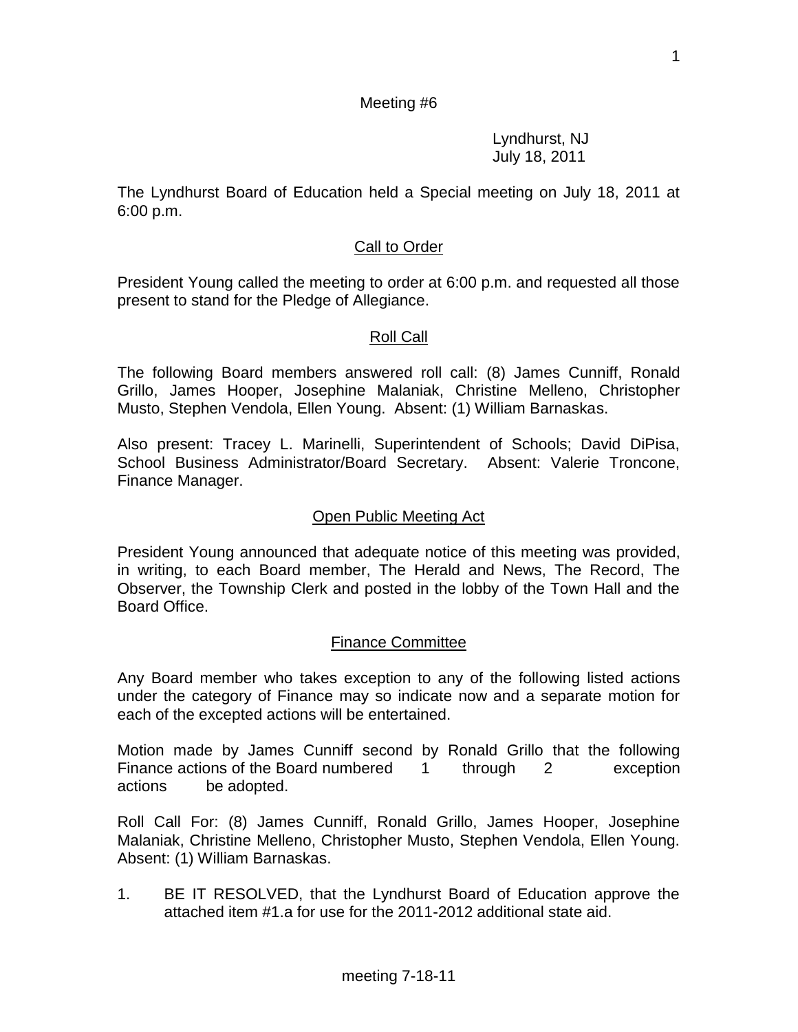Meeting #6

Lyndhurst, NJ
July 18, 2011

The Lyndhurst Board of Education held a Special meeting on July 18, 2011 at 6:00 p.m.

## Call to Order

President Young called the meeting to order at 6:00 p.m. and requested all those present to stand for the Pledge of Allegiance.

## Roll Call

The following Board members answered roll call: (8) James Cunniff, Ronald Grillo, James Hooper, Josephine Malaniak, Christine Melleno, Christopher Musto, Stephen Vendola, Ellen Young. Absent: (1) William Barnaskas.

Also present: Tracey L. Marinelli, Superintendent of Schools; David DiPisa, School Business Administrator/Board Secretary. Absent: Valerie Troncone, Finance Manager.

## Open Public Meeting Act

President Young announced that adequate notice of this meeting was provided, in writing, to each Board member, The Herald and News, The Record, The Observer, the Township Clerk and posted in the lobby of the Town Hall and the Board Office.

## Finance Committee

Any Board member who takes exception to any of the following listed actions under the category of Finance may so indicate now and a separate motion for each of the excepted actions will be entertained.

Motion made by James Cunniff second by Ronald Grillo that the following Finance actions of the Board numbered 1 through 2 exception actions be adopted.

Roll Call For: (8) James Cunniff, Ronald Grillo, James Hooper, Josephine Malaniak, Christine Melleno, Christopher Musto, Stephen Vendola, Ellen Young. Absent: (1) William Barnaskas.

1. BE IT RESOLVED, that the Lyndhurst Board of Education approve the attached item #1.a for use for the 2011-2012 additional state aid.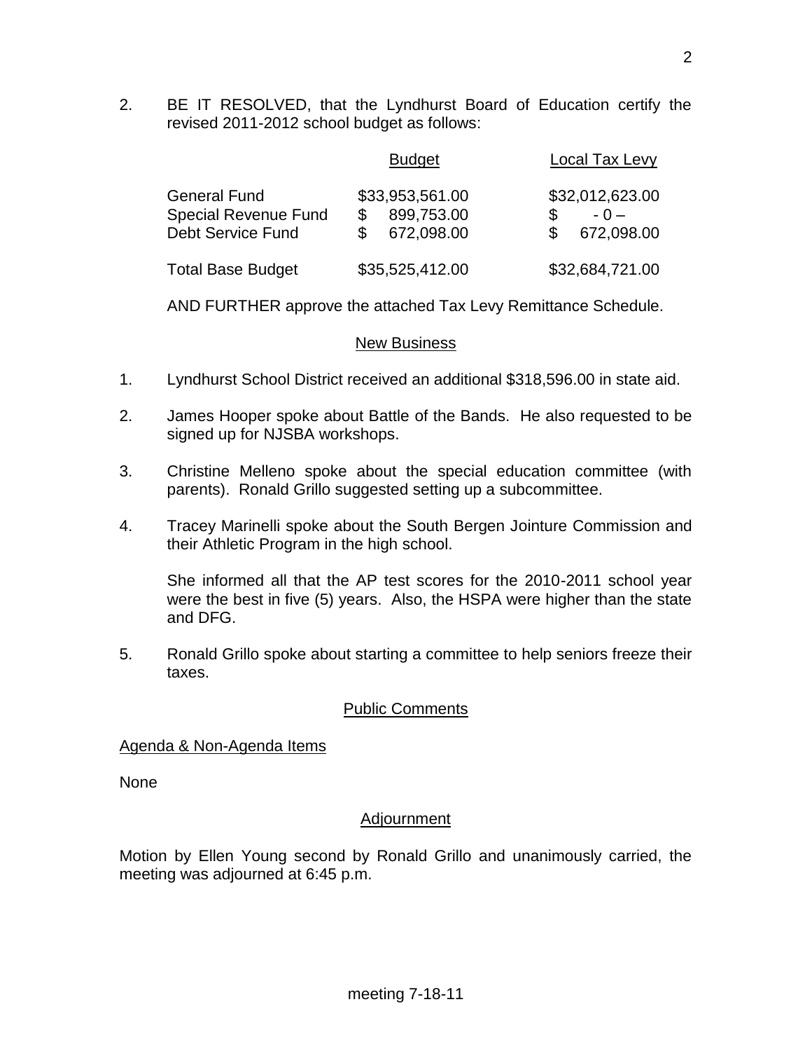2. BE IT RESOLVED, that the Lyndhurst Board of Education certify the revised 2011-2012 school budget as follows:

| | Budget | Local Tax Levy |
|---|---|---|
| General Fund | $33,953,561.00 | $32,012,623.00 |
| Special Revenue Fund | $ 899,753.00 | $ - 0 – |
| Debt Service Fund | $ 672,098.00 | $ 672,098.00 |
| Total Base Budget | $35,525,412.00 | $32,684,721.00 |

AND FURTHER approve the attached Tax Levy Remittance Schedule.

## New Business

1. Lyndhurst School District received an additional $318,596.00 in state aid.

2. James Hooper spoke about Battle of the Bands. He also requested to be signed up for NJSBA workshops.

3. Christine Melleno spoke about the special education committee (with parents). Ronald Grillo suggested setting up a subcommittee.

4. Tracey Marinelli spoke about the South Bergen Jointure Commission and their Athletic Program in the high school.

   She informed all that the AP test scores for the 2010-2011 school year were the best in five (5) years. Also, the HSPA were higher than the state and DFG.

5. Ronald Grillo spoke about starting a committee to help seniors freeze their taxes.

## Public Comments

### Agenda & Non-Agenda Items

None

## Adjournment

Motion by Ellen Young second by Ronald Grillo and unanimously carried, the meeting was adjourned at 6:45 p.m.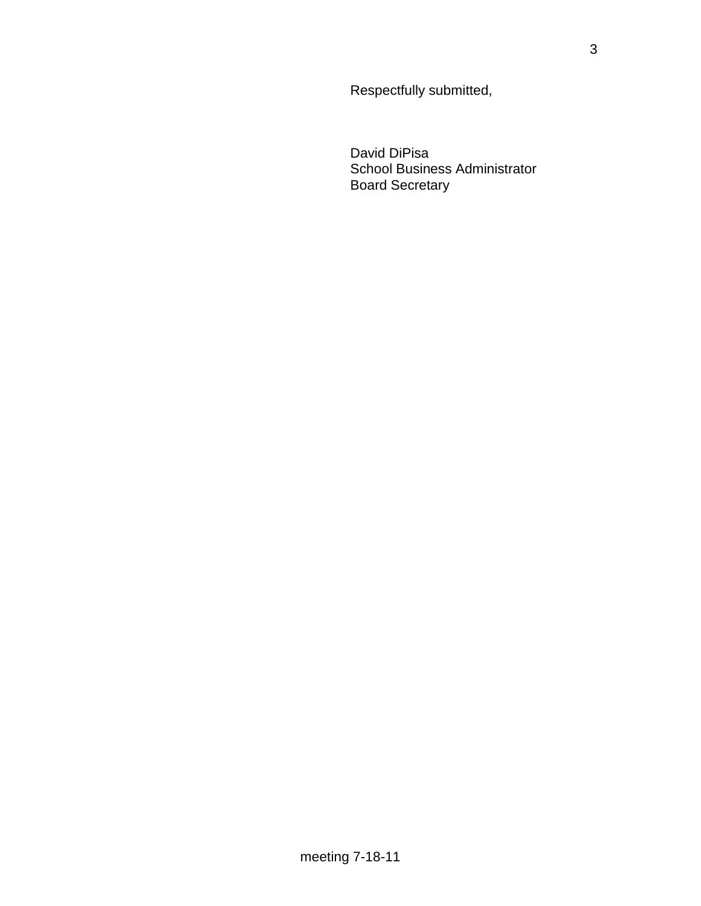Respectfully submitted,

David DiPisa  
School Business Administrator  
Board Secretary